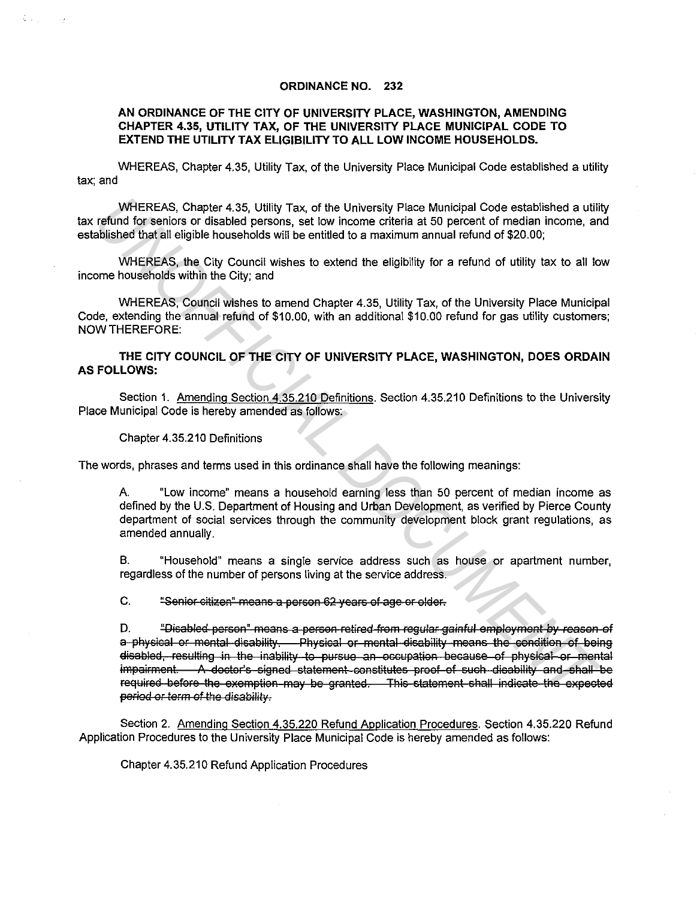**ORDINANCE NO. 232**

**AN ORDINANCE OF THE CITY OF UNIVERSITY PLACE, WASHINGTON, AMENDING CHAPTER 4.35, UTILITY TAX, OF THE UNIVERSITY PLACE MUNICIPAL CODE TO EXTEND THE UTILITY TAX ELIGIBILITY TO ALL LOW INCOME HOUSEHOLDS.**

WHEREAS, Chapter 4.35, Utility Tax, of the University Place Municipal Code established a utility tax; and

WHEREAS, Chapter 4.35, Utility Tax, of the University Place Municipal Code established a utility tax refund for seniors or disabled persons, set low income criteria at 50 percent of median income, and established that all eligible households will be entitled to a maximum annual refund of $20.00;

WHEREAS, the City Council wishes to extend the eligibility for a refund of utility tax to all low income households within the City; and

WHEREAS, Council wishes to amend Chapter 4.35, Utility Tax, of the University Place Municipal Code, extending the annual refund of $10.00, with an additional $10.00 refund for gas utility customers; NOW THEREFORE:

**THE CITY COUNCIL OF THE CITY OF UNIVERSITY PLACE, WASHINGTON, DOES ORDAIN AS FOLLOWS:**

Section 1. Amending Section 4.35.210 Definitions. Section 4.35.210 Definitions to the University Place Municipal Code is hereby amended as follows:

Chapter 4.35.210 Definitions

The words, phrases and terms used in this ordinance shall have the following meanings:

A. "Low income" means a household earning less than 50 percent of median income as defined by the U.S. Department of Housing and Urban Development, as verified by Pierce County department of social services through the community development block grant regulations, as amended annually.

B. "Household" means a single service address such as house or apartment number, regardless of the number of persons living at the service address.

C. ~~"Senior citizen" means a person 62 years of age or older.~~

D. ~~"Disabled person" means a person retired from regular gainful employment by reason of a physical or mental disability. Physical or mental disability means the condition of being disabled, resulting in the inability to pursue an occupation because of physical or mental impairment. A doctor's signed statement constitutes proof of such disability and shall be required before the exemption may be granted. This statement shall indicate the expected period or term of the disability.~~

Section 2. Amending Section 4.35.220 Refund Application Procedures. Section 4.35.220 Refund Application Procedures to the University Place Municipal Code is hereby amended as follows:

Chapter 4.35.210 Refund Application Procedures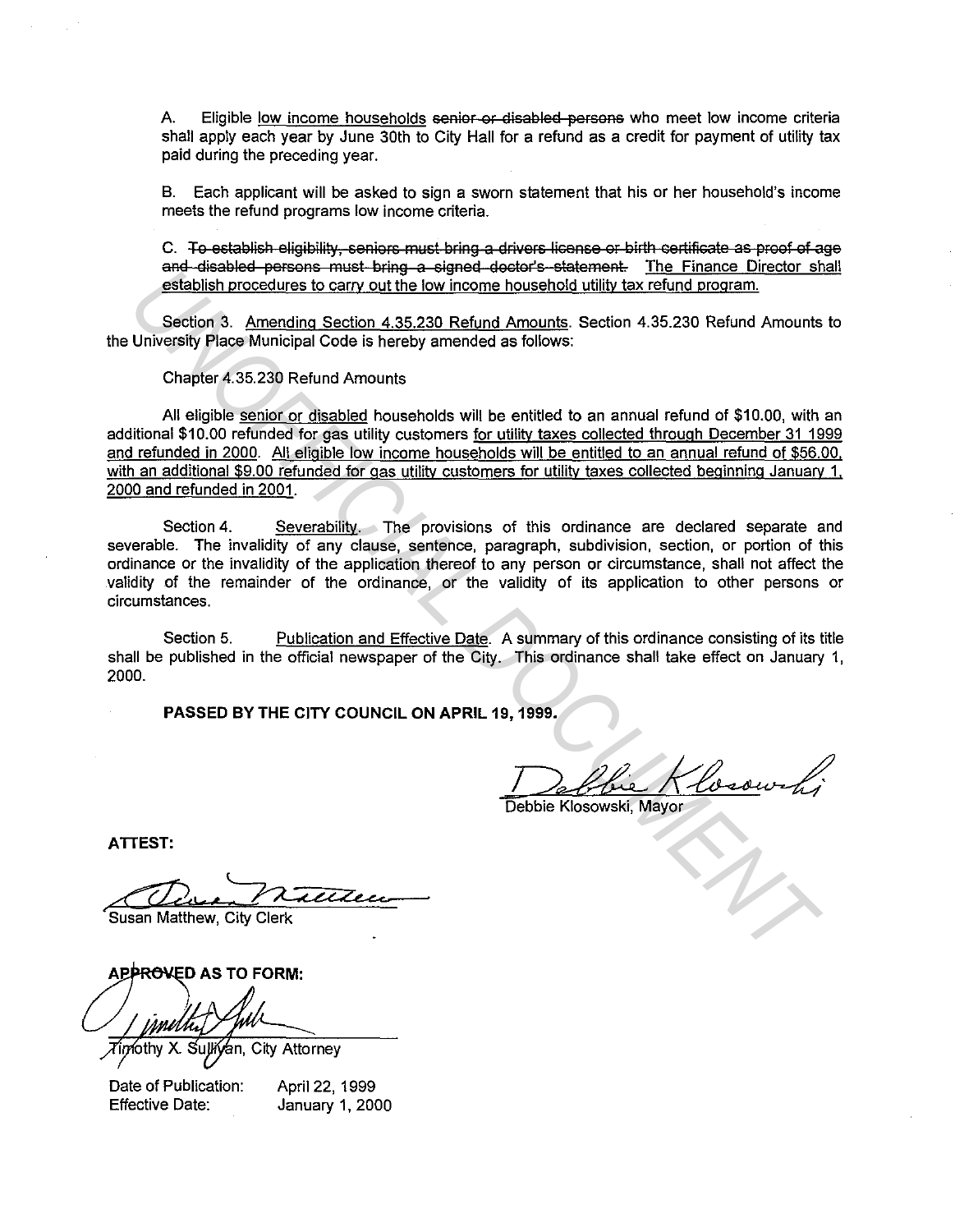A. Eligible <u>low income households</u> ~~senior or disabled persons~~ who meet low income criteria shall apply each year by June 30th to City Hall for a refund as a credit for payment of utility tax paid during the preceding year.

B. Each applicant will be asked to sign a sworn statement that his or her household's income meets the refund programs low income criteria.

C. ~~To establish eligibility, seniors must bring a drivers license or birth certificate as proof of age and disabled persons must bring a signed doctor's statement.~~ <u>The Finance Director shall establish procedures to carry out the low income household utility tax refund program.</u>

Section 3. <u>Amending Section 4.35.230 Refund Amounts</u>. Section 4.35.230 Refund Amounts to the University Place Municipal Code is hereby amended as follows:

Chapter 4.35.230 Refund Amounts

All eligible <u>senior or disabled</u> households will be entitled to an annual refund of $10.00, with an additional $10.00 refunded for gas utility customers <u>for utility taxes collected through December 31 1999 and refunded in 2000. All eligible low income households will be entitled to an annual refund of $56.00, with an additional $9.00 refunded for gas utility customers for utility taxes collected beginning January 1, 2000 and refunded in 2001</u>.

Section 4. <u>Severability</u>. The provisions of this ordinance are declared separate and severable. The invalidity of any clause, sentence, paragraph, subdivision, section, or portion of this ordinance or the invalidity of the application thereof to any person or circumstance, shall not affect the validity of the remainder of the ordinance, or the validity of its application to other persons or circumstances.

Section 5. <u>Publication and Effective Date</u>. A summary of this ordinance consisting of its title shall be published in the official newspaper of the City. This ordinance shall take effect on January 1, 2000.

**PASSED BY THE CITY COUNCIL ON APRIL 19, 1999.**

Debbie Klosowski, Mayor

**ATTEST:**

Susan Matthew, City Clerk

**APPROVED AS TO FORM:**

Timothy X. Sullivan, City Attorney

Date of Publication: April 22, 1999
Effective Date: January 1, 2000